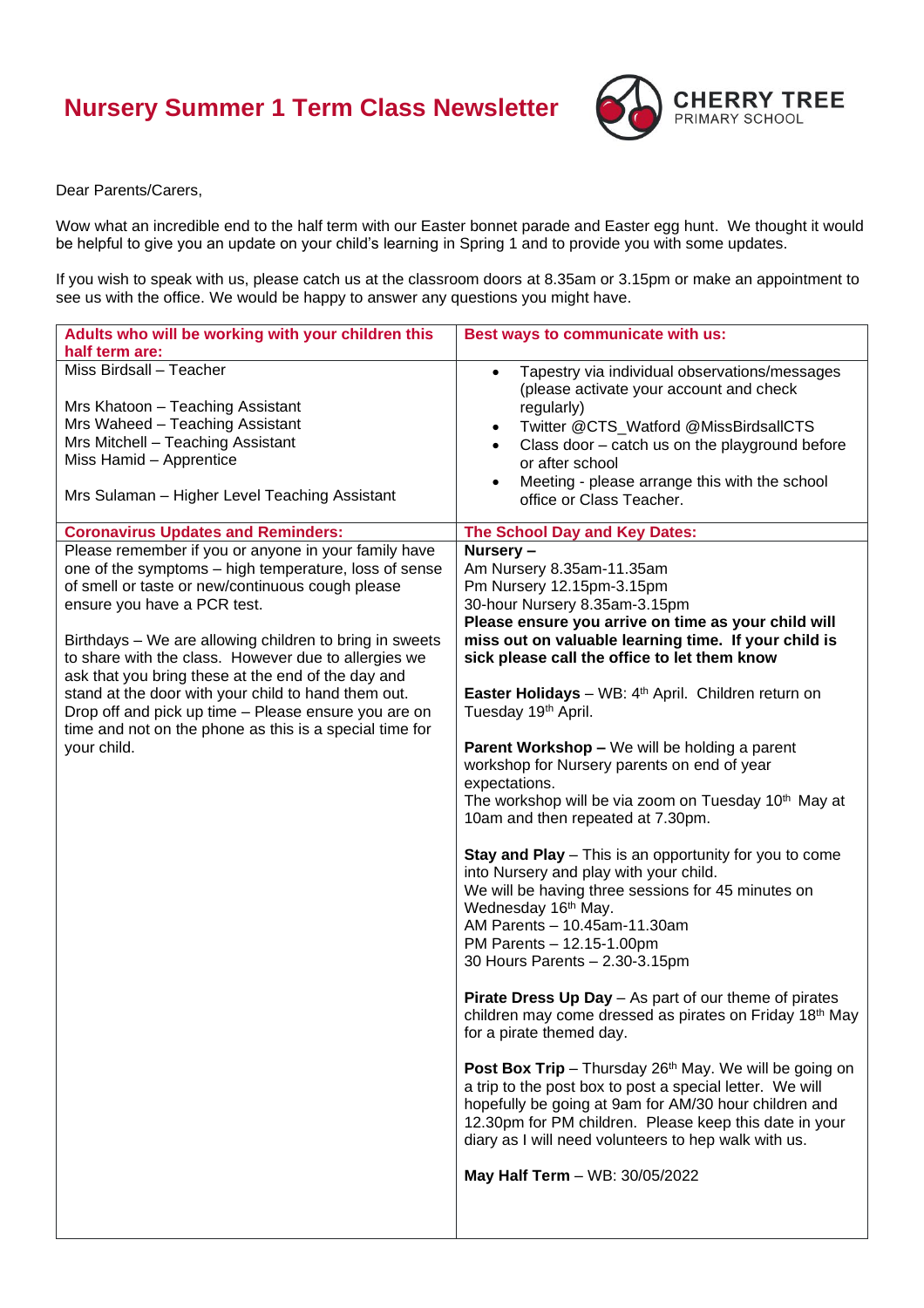# Nursery Summer 1 Term Class Newsletter

CHERRY TREE
PRIMARY SCHOOL

Dear Parents/Carers,

Wow what an incredible end to the half term with our Easter bonnet parade and Easter egg hunt. We thought it would be helpful to give you an update on your child's learning in Spring 1 and to provide you with some updates.

If you wish to speak with us, please catch us at the classroom doors at 8.35am or 3.15pm or make an appointment to see us with the office. We would be happy to answer any questions you might have.

| **Adults who will be working with your children this half term are:** | **Best ways to communicate with us:** |
| --- | --- |
| Miss Birdsall – Teacher<br><br>Mrs Khatoon – Teaching Assistant<br>Mrs Waheed – Teaching Assistant<br>Mrs Mitchell – Teaching Assistant<br>Miss Hamid – Apprentice<br><br>Mrs Sulaman – Higher Level Teaching Assistant | • Tapestry via individual observations/messages (please activate your account and check regularly)<br>• Twitter @CTS_Watford @MissBirdsallCTS<br>• Class door – catch us on the playground before or after school<br>• Meeting - please arrange this with the school office or Class Teacher. |
| **Coronavirus Updates and Reminders:** | **The School Day and Key Dates:** |
| Please remember if you or anyone in your family have one of the symptoms – high temperature, loss of sense of smell or taste or new/continuous cough please ensure you have a PCR test.<br><br>Birthdays – We are allowing children to bring in sweets to share with the class. However due to allergies we ask that you bring these at the end of the day and stand at the door with your child to hand them out.<br>Drop off and pick up time – Please ensure you are on time and not on the phone as this is a special time for your child. | **Nursery –**<br>Am Nursery 8.35am-11.35am<br>Pm Nursery 12.15pm-3.15pm<br>30-hour Nursery 8.35am-3.15pm<br>**Please ensure you arrive on time as your child will miss out on valuable learning time. If your child is sick please call the office to let them know**<br><br>**Easter Holidays** – WB: 4th April. Children return on Tuesday 19th April.<br><br>**Parent Workshop –** We will be holding a parent workshop for Nursery parents on end of year expectations.<br>The workshop will be via zoom on Tuesday 10th May at 10am and then repeated at 7.30pm.<br><br>**Stay and Play** – This is an opportunity for you to come into Nursery and play with your child.<br>We will be having three sessions for 45 minutes on Wednesday 16th May.<br>AM Parents – 10.45am-11.30am<br>PM Parents – 12.15-1.00pm<br>30 Hours Parents – 2.30-3.15pm<br><br>**Pirate Dress Up Day** – As part of our theme of pirates children may come dressed as pirates on Friday 18th May for a pirate themed day.<br><br>**Post Box Trip** – Thursday 26th May. We will be going on a trip to the post box to post a special letter. We will hopefully be going at 9am for AM/30 hour children and 12.30pm for PM children. Please keep this date in your diary as I will need volunteers to hep walk with us.<br><br>**May Half Term** – WB: 30/05/2022 |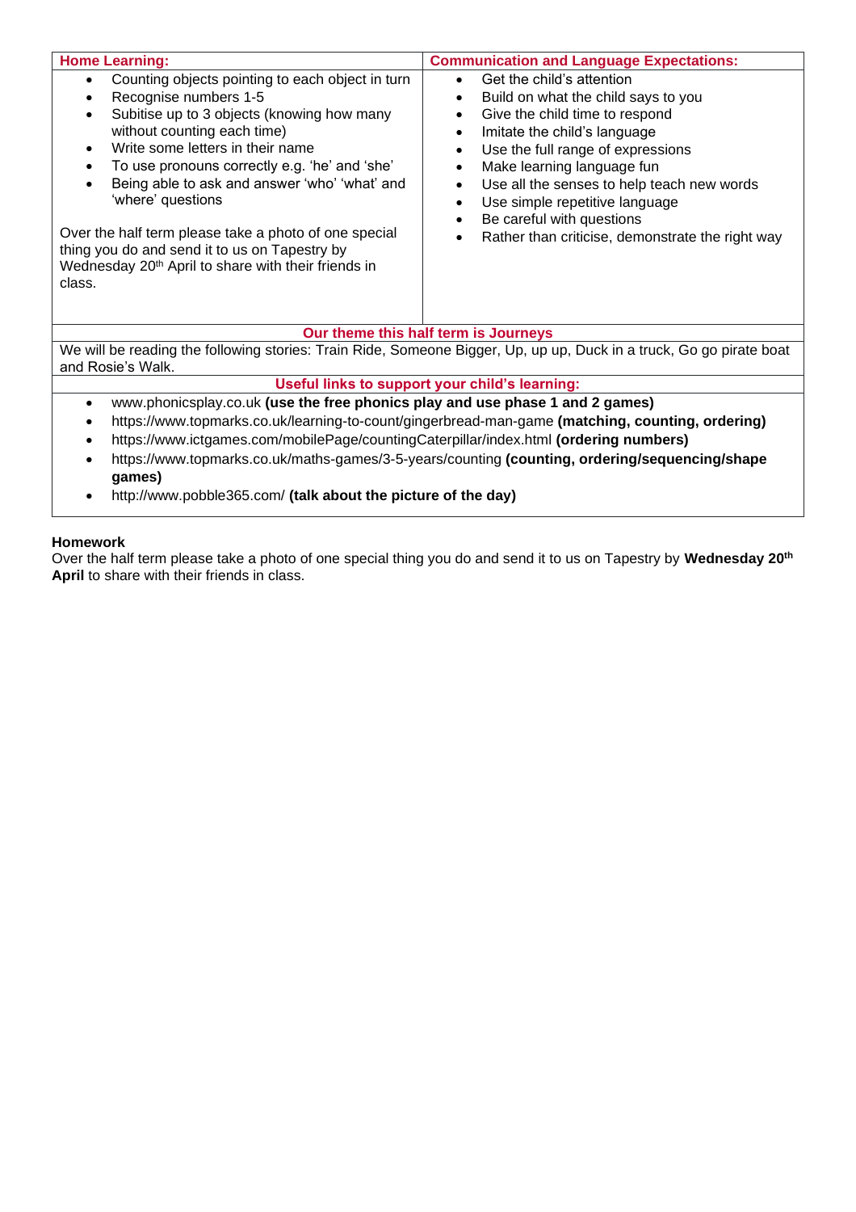| Home Learning: | Communication and Language Expectations: |
| --- | --- |
| • Counting objects pointing to each object in turn<br>• Recognise numbers 1-5<br>• Subitise up to 3 objects (knowing how many without counting each time)<br>• Write some letters in their name<br>• To use pronouns correctly e.g. 'he' and 'she'<br>• Being able to ask and answer 'who' 'what' and 'where' questions<br><br>Over the half term please take a photo of one special thing you do and send it to us on Tapestry by Wednesday 20th April to share with their friends in class. | • Get the child's attention<br>• Build on what the child says to you<br>• Give the child time to respond<br>• Imitate the child's language<br>• Use the full range of expressions<br>• Make learning language fun<br>• Use all the senses to help teach new words<br>• Use simple repetitive language<br>• Be careful with questions<br>• Rather than criticise, demonstrate the right way |

**Our theme this half term is Journeys**

We will be reading the following stories: Train Ride, Someone Bigger, Up, up up, Duck in a truck, Go go pirate boat and Rosie's Walk.

**Useful links to support your child's learning:**

- www.phonicsplay.co.uk **(use the free phonics play and use phase 1 and 2 games)**
- https://www.topmarks.co.uk/learning-to-count/gingerbread-man-game **(matching, counting, ordering)**
- https://www.ictgames.com/mobilePage/countingCaterpillar/index.html **(ordering numbers)**
- https://www.topmarks.co.uk/maths-games/3-5-years/counting **(counting, ordering/sequencing/shape games)**
- http://www.pobble365.com/ **(talk about the picture of the day)**

**Homework**

Over the half term please take a photo of one special thing you do and send it to us on Tapestry by **Wednesday 20th April** to share with their friends in class.